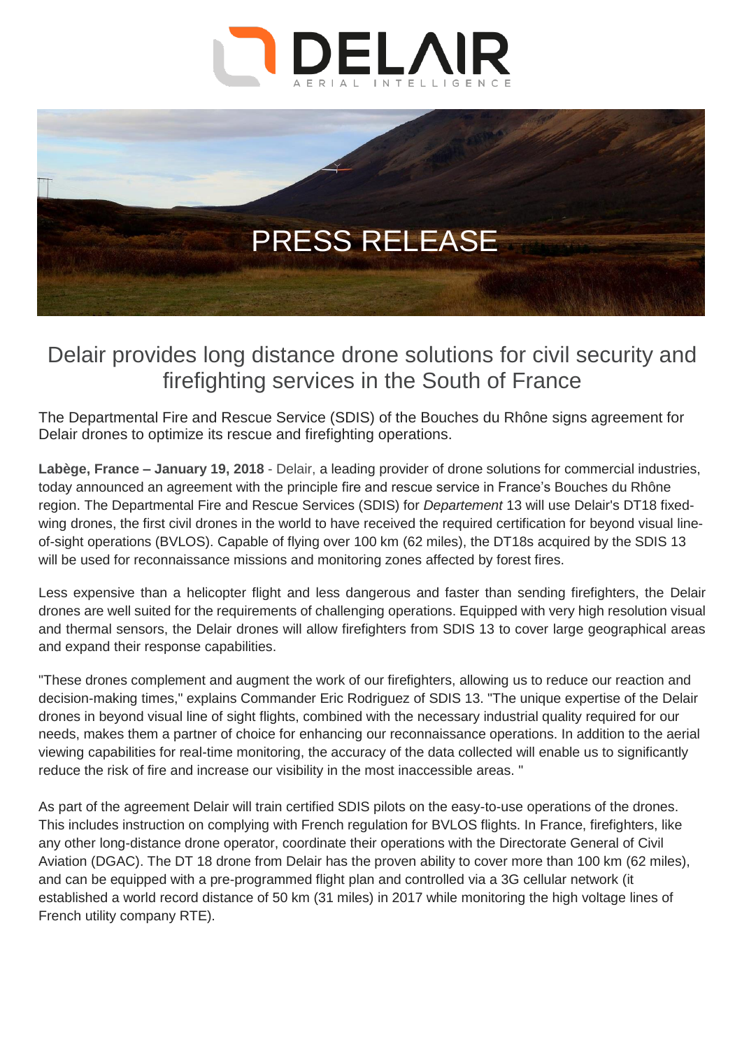DELAIR
AERIAL INTELLIGENCE

PRESS RELEASE

# Delair provides long distance drone solutions for civil security and firefighting services in the South of France

The Departmental Fire and Rescue Service (SDIS) of the Bouches du Rhône signs agreement for Delair drones to optimize its rescue and firefighting operations.

**Labège, France – January 19, 2018** - Delair, a leading provider of drone solutions for commercial industries, today announced an agreement with the principle fire and rescue service in France's Bouches du Rhône region. The Departmental Fire and Rescue Services (SDIS) for *Departement* 13 will use Delair's DT18 fixed-wing drones, the first civil drones in the world to have received the required certification for beyond visual line-of-sight operations (BVLOS). Capable of flying over 100 km (62 miles), the DT18s acquired by the SDIS 13 will be used for reconnaissance missions and monitoring zones affected by forest fires.

Less expensive than a helicopter flight and less dangerous and faster than sending firefighters, the Delair drones are well suited for the requirements of challenging operations. Equipped with very high resolution visual and thermal sensors, the Delair drones will allow firefighters from SDIS 13 to cover large geographical areas and expand their response capabilities.

"These drones complement and augment the work of our firefighters, allowing us to reduce our reaction and decision-making times," explains Commander Eric Rodriguez of SDIS 13. "The unique expertise of the Delair drones in beyond visual line of sight flights, combined with the necessary industrial quality required for our needs, makes them a partner of choice for enhancing our reconnaissance operations. In addition to the aerial viewing capabilities for real-time monitoring, the accuracy of the data collected will enable us to significantly reduce the risk of fire and increase our visibility in the most inaccessible areas. "

As part of the agreement Delair will train certified SDIS pilots on the easy-to-use operations of the drones. This includes instruction on complying with French regulation for BVLOS flights. In France, firefighters, like any other long-distance drone operator, coordinate their operations with the Directorate General of Civil Aviation (DGAC). The DT 18 drone from Delair has the proven ability to cover more than 100 km (62 miles), and can be equipped with a pre-programmed flight plan and controlled via a 3G cellular network (it established a world record distance of 50 km (31 miles) in 2017 while monitoring the high voltage lines of French utility company RTE).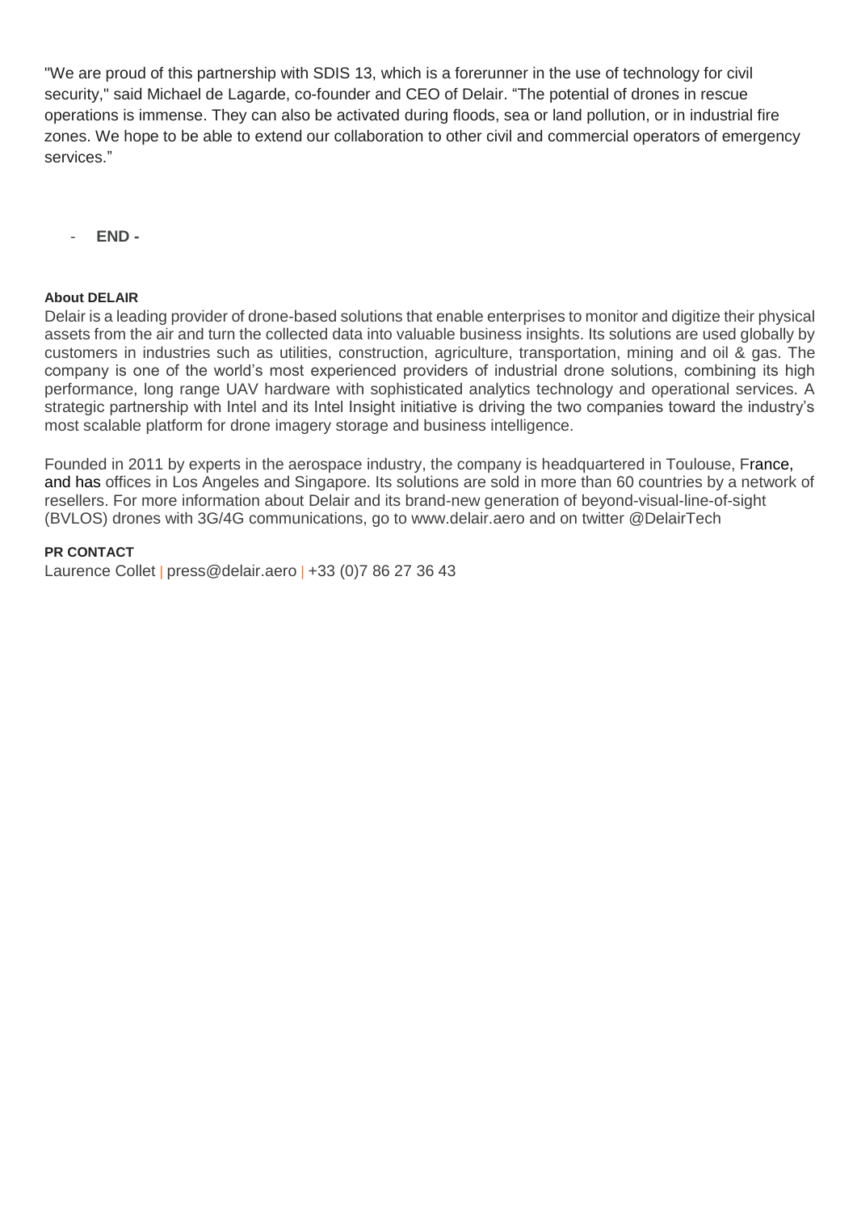"We are proud of this partnership with SDIS 13, which is a forerunner in the use of technology for civil security," said Michael de Lagarde, co-founder and CEO of Delair. "The potential of drones in rescue operations is immense. They can also be activated during floods, sea or land pollution, or in industrial fire zones. We hope to be able to extend our collaboration to other civil and commercial operators of emergency services."

- **END -**

**About DELAIR**

Delair is a leading provider of drone-based solutions that enable enterprises to monitor and digitize their physical assets from the air and turn the collected data into valuable business insights. Its solutions are used globally by customers in industries such as utilities, construction, agriculture, transportation, mining and oil & gas. The company is one of the world's most experienced providers of industrial drone solutions, combining its high performance, long range UAV hardware with sophisticated analytics technology and operational services. A strategic partnership with Intel and its Intel Insight initiative is driving the two companies toward the industry's most scalable platform for drone imagery storage and business intelligence.

Founded in 2011 by experts in the aerospace industry, the company is headquartered in Toulouse, France, and has offices in Los Angeles and Singapore. Its solutions are sold in more than 60 countries by a network of resellers. For more information about Delair and its brand-new generation of beyond-visual-line-of-sight (BVLOS) drones with 3G/4G communications, go to www.delair.aero and on twitter @DelairTech

**PR CONTACT**

Laurence Collet | press@delair.aero | +33 (0)7 86 27 36 43